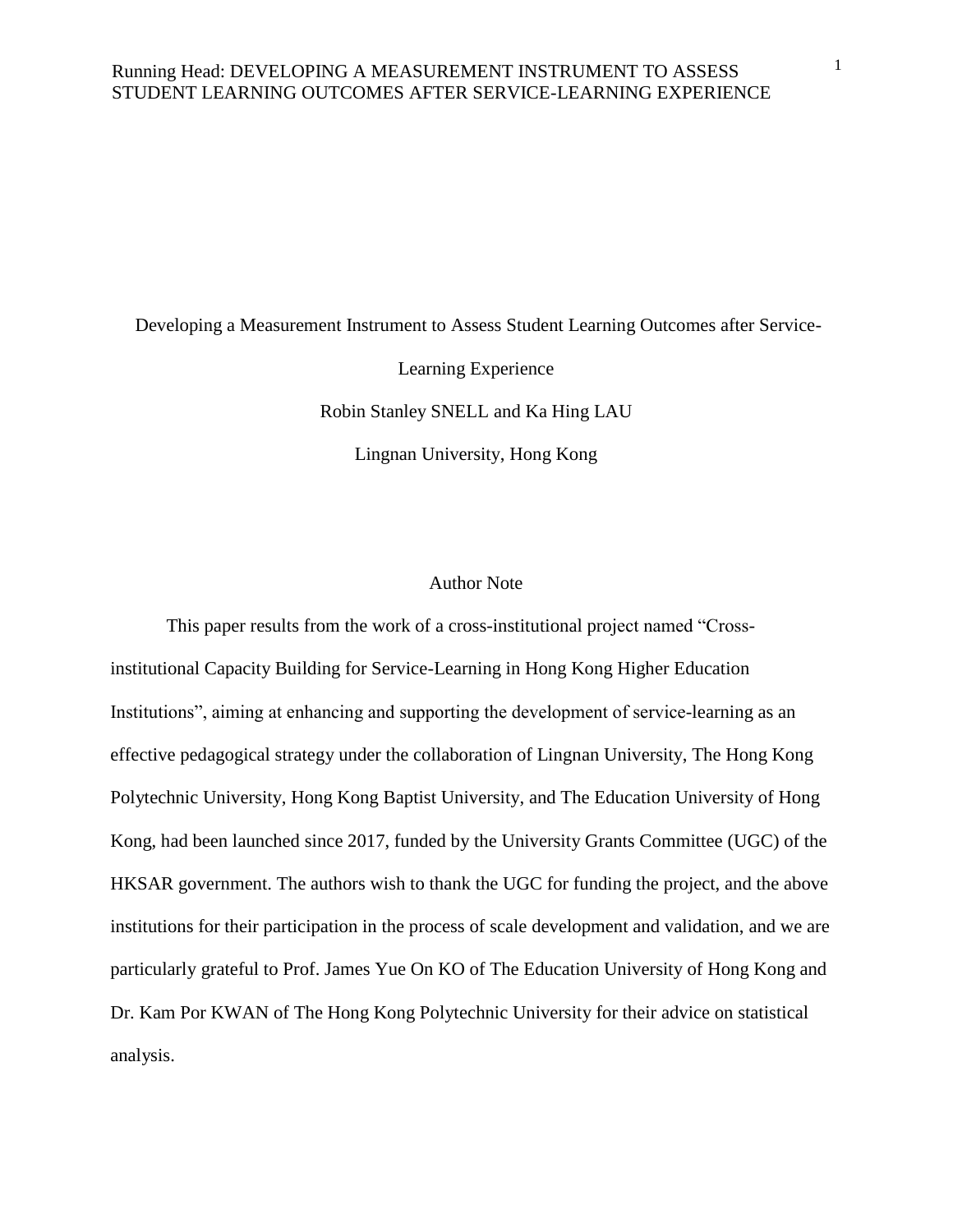# Developing a Measurement Instrument to Assess Student Learning Outcomes after Service-Learning Experience

Robin Stanley SNELL and Ka Hing LAU

Lingnan University, Hong Kong

## Author Note

This paper results from the work of a cross-institutional project named "Cross-institutional Capacity Building for Service-Learning in Hong Kong Higher Education Institutions", aiming at enhancing and supporting the development of service-learning as an effective pedagogical strategy under the collaboration of Lingnan University, The Hong Kong Polytechnic University, Hong Kong Baptist University, and The Education University of Hong Kong, had been launched since 2017, funded by the University Grants Committee (UGC) of the HKSAR government. The authors wish to thank the UGC for funding the project, and the above institutions for their participation in the process of scale development and validation, and we are particularly grateful to Prof. James Yue On KO of The Education University of Hong Kong and Dr. Kam Por KWAN of The Hong Kong Polytechnic University for their advice on statistical analysis.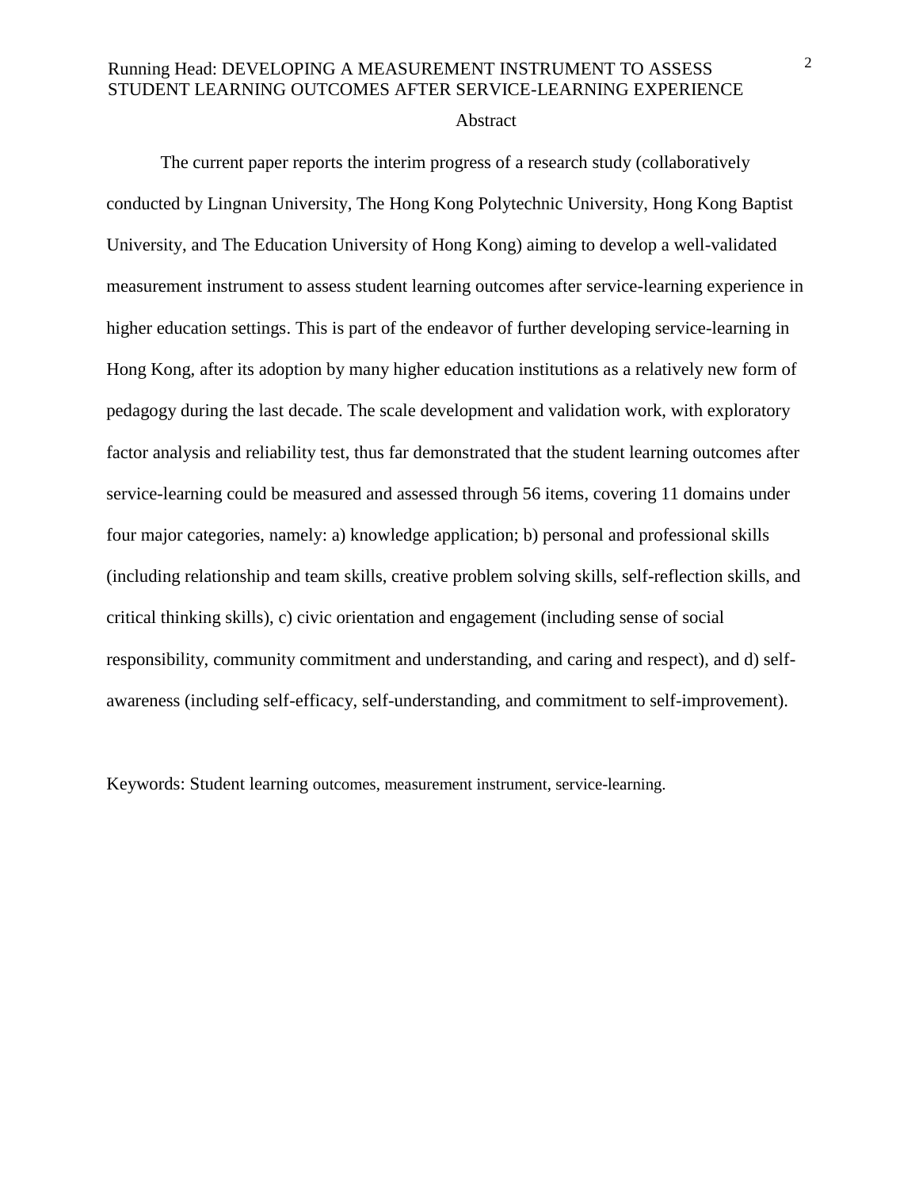## Abstract

The current paper reports the interim progress of a research study (collaboratively conducted by Lingnan University, The Hong Kong Polytechnic University, Hong Kong Baptist University, and The Education University of Hong Kong) aiming to develop a well-validated measurement instrument to assess student learning outcomes after service-learning experience in higher education settings. This is part of the endeavor of further developing service-learning in Hong Kong, after its adoption by many higher education institutions as a relatively new form of pedagogy during the last decade. The scale development and validation work, with exploratory factor analysis and reliability test, thus far demonstrated that the student learning outcomes after service-learning could be measured and assessed through 56 items, covering 11 domains under four major categories, namely: a) knowledge application; b) personal and professional skills (including relationship and team skills, creative problem solving skills, self-reflection skills, and critical thinking skills), c) civic orientation and engagement (including sense of social responsibility, community commitment and understanding, and caring and respect), and d) self-awareness (including self-efficacy, self-understanding, and commitment to self-improvement).

Keywords: Student learning outcomes, measurement instrument, service-learning.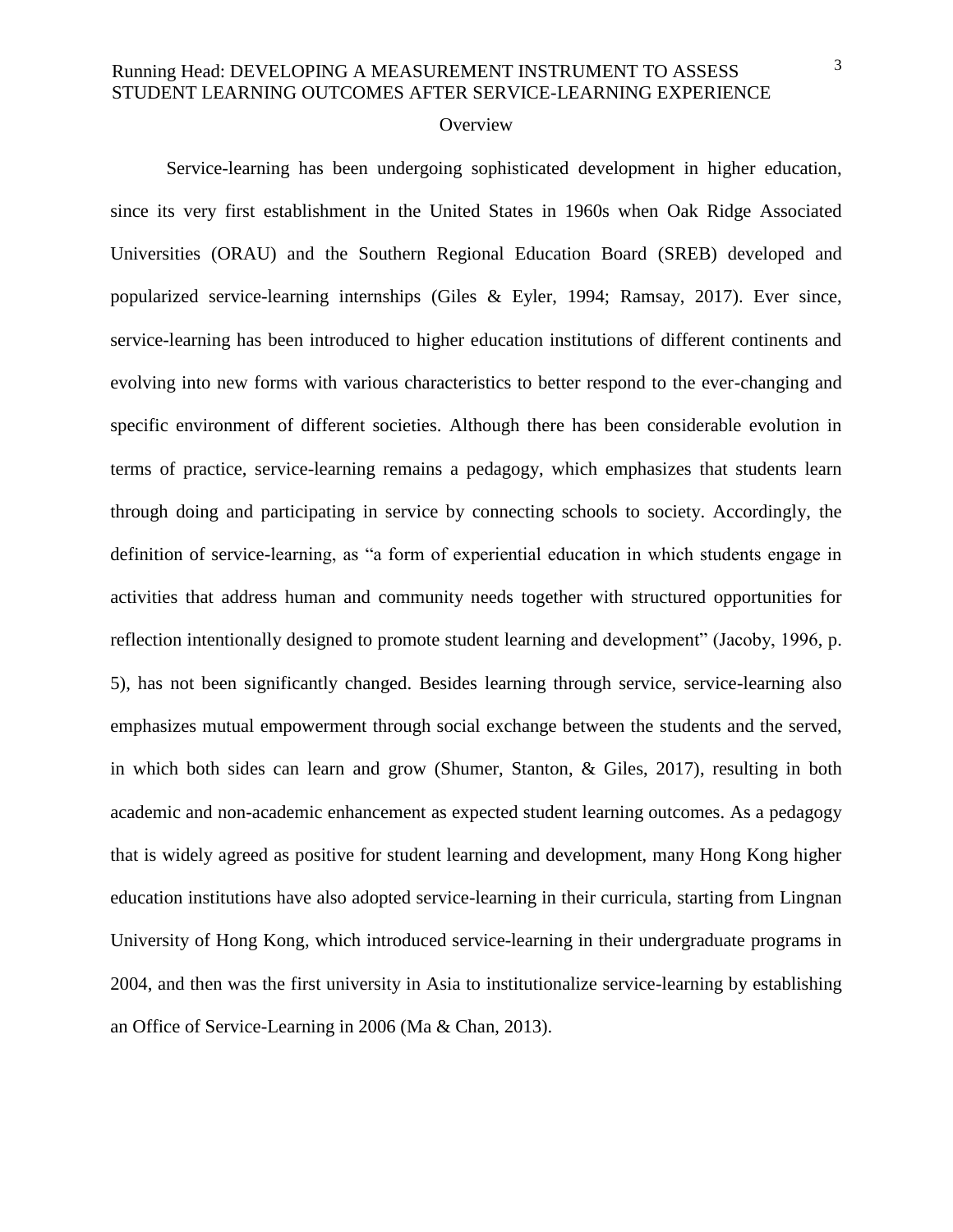## Overview

Service-learning has been undergoing sophisticated development in higher education, since its very first establishment in the United States in 1960s when Oak Ridge Associated Universities (ORAU) and the Southern Regional Education Board (SREB) developed and popularized service-learning internships (Giles & Eyler, 1994; Ramsay, 2017). Ever since, service-learning has been introduced to higher education institutions of different continents and evolving into new forms with various characteristics to better respond to the ever-changing and specific environment of different societies. Although there has been considerable evolution in terms of practice, service-learning remains a pedagogy, which emphasizes that students learn through doing and participating in service by connecting schools to society. Accordingly, the definition of service-learning, as "a form of experiential education in which students engage in activities that address human and community needs together with structured opportunities for reflection intentionally designed to promote student learning and development" (Jacoby, 1996, p. 5), has not been significantly changed. Besides learning through service, service-learning also emphasizes mutual empowerment through social exchange between the students and the served, in which both sides can learn and grow (Shumer, Stanton, & Giles, 2017), resulting in both academic and non-academic enhancement as expected student learning outcomes. As a pedagogy that is widely agreed as positive for student learning and development, many Hong Kong higher education institutions have also adopted service-learning in their curricula, starting from Lingnan University of Hong Kong, which introduced service-learning in their undergraduate programs in 2004, and then was the first university in Asia to institutionalize service-learning by establishing an Office of Service-Learning in 2006 (Ma & Chan, 2013).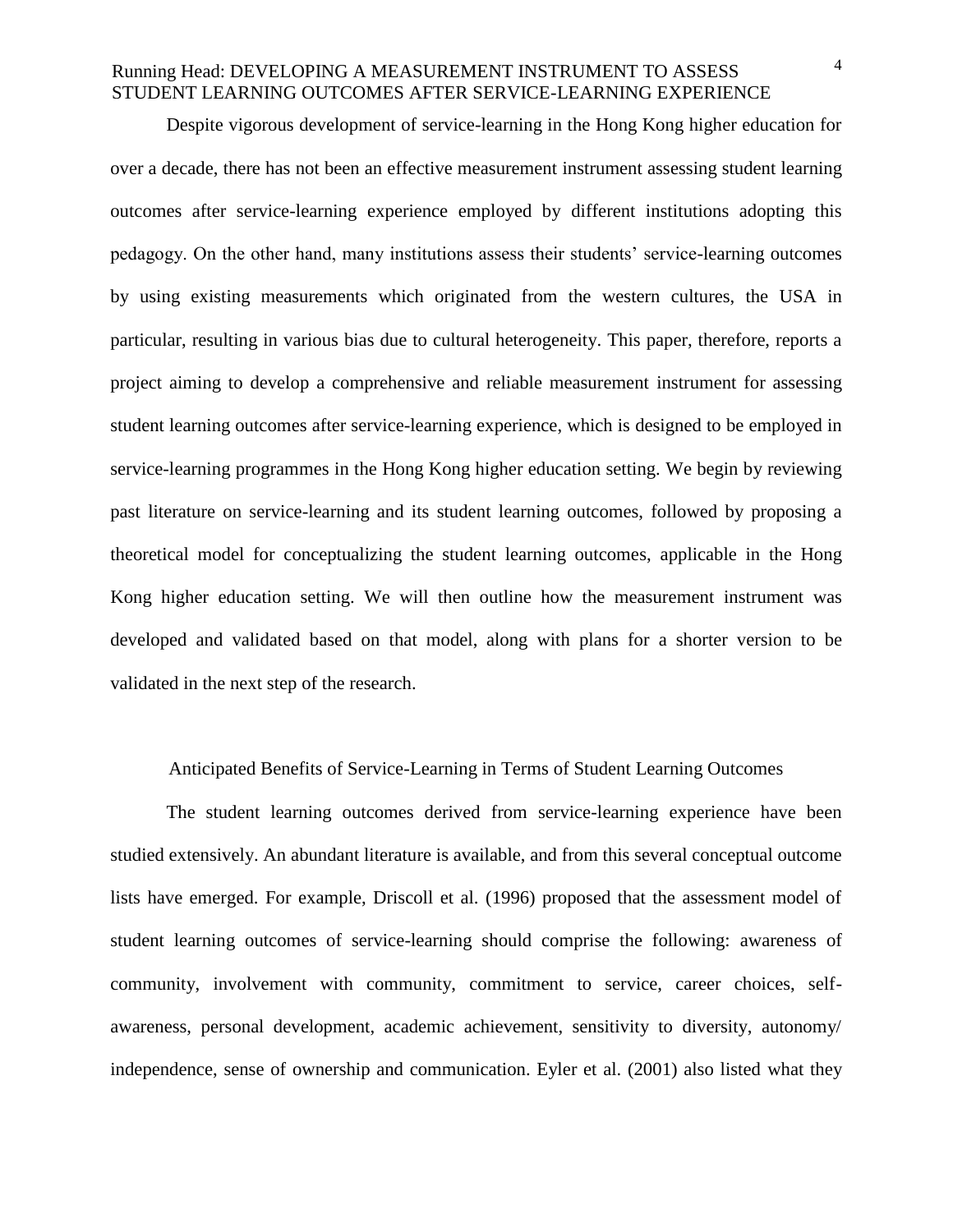Despite vigorous development of service-learning in the Hong Kong higher education for over a decade, there has not been an effective measurement instrument assessing student learning outcomes after service-learning experience employed by different institutions adopting this pedagogy. On the other hand, many institutions assess their students' service-learning outcomes by using existing measurements which originated from the western cultures, the USA in particular, resulting in various bias due to cultural heterogeneity. This paper, therefore, reports a project aiming to develop a comprehensive and reliable measurement instrument for assessing student learning outcomes after service-learning experience, which is designed to be employed in service-learning programmes in the Hong Kong higher education setting. We begin by reviewing past literature on service-learning and its student learning outcomes, followed by proposing a theoretical model for conceptualizing the student learning outcomes, applicable in the Hong Kong higher education setting. We will then outline how the measurement instrument was developed and validated based on that model, along with plans for a shorter version to be validated in the next step of the research.

## Anticipated Benefits of Service-Learning in Terms of Student Learning Outcomes

The student learning outcomes derived from service-learning experience have been studied extensively. An abundant literature is available, and from this several conceptual outcome lists have emerged. For example, Driscoll et al. (1996) proposed that the assessment model of student learning outcomes of service-learning should comprise the following: awareness of community, involvement with community, commitment to service, career choices, self-awareness, personal development, academic achievement, sensitivity to diversity, autonomy/ independence, sense of ownership and communication. Eyler et al. (2001) also listed what they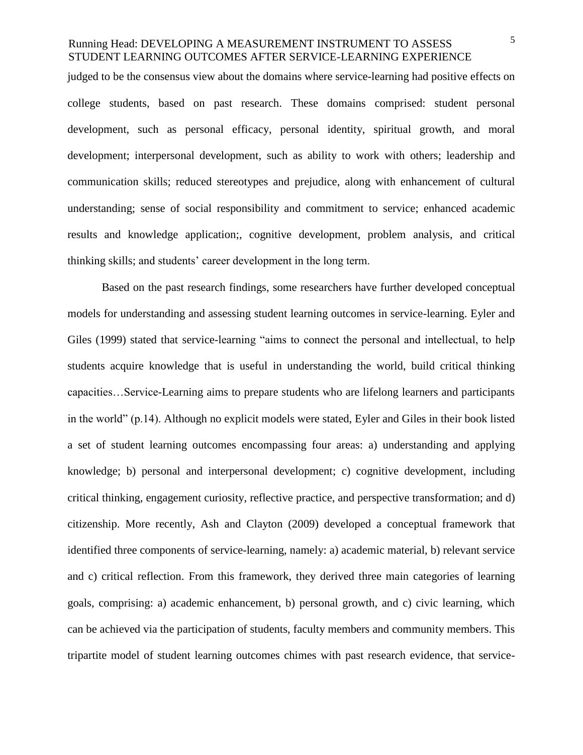judged to be the consensus view about the domains where service-learning had positive effects on college students, based on past research. These domains comprised: student personal development, such as personal efficacy, personal identity, spiritual growth, and moral development; interpersonal development, such as ability to work with others; leadership and communication skills; reduced stereotypes and prejudice, along with enhancement of cultural understanding; sense of social responsibility and commitment to service; enhanced academic results and knowledge application;, cognitive development, problem analysis, and critical thinking skills; and students' career development in the long term.

Based on the past research findings, some researchers have further developed conceptual models for understanding and assessing student learning outcomes in service-learning. Eyler and Giles (1999) stated that service-learning "aims to connect the personal and intellectual, to help students acquire knowledge that is useful in understanding the world, build critical thinking capacities…Service-Learning aims to prepare students who are lifelong learners and participants in the world" (p.14). Although no explicit models were stated, Eyler and Giles in their book listed a set of student learning outcomes encompassing four areas: a) understanding and applying knowledge; b) personal and interpersonal development; c) cognitive development, including critical thinking, engagement curiosity, reflective practice, and perspective transformation; and d) citizenship. More recently, Ash and Clayton (2009) developed a conceptual framework that identified three components of service-learning, namely: a) academic material, b) relevant service and c) critical reflection. From this framework, they derived three main categories of learning goals, comprising: a) academic enhancement, b) personal growth, and c) civic learning, which can be achieved via the participation of students, faculty members and community members. This tripartite model of student learning outcomes chimes with past research evidence, that service-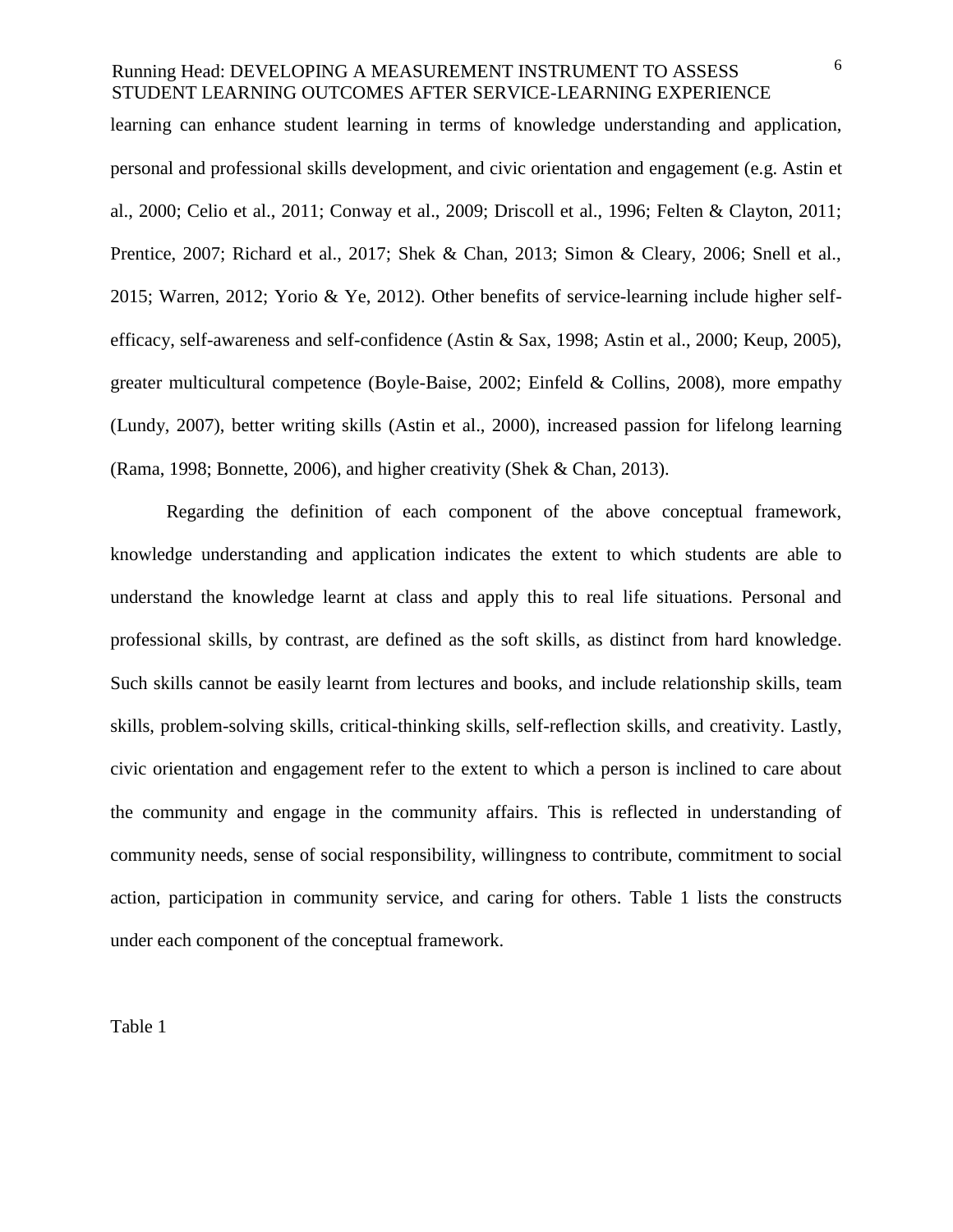learning can enhance student learning in terms of knowledge understanding and application, personal and professional skills development, and civic orientation and engagement (e.g. Astin et al., 2000; Celio et al., 2011; Conway et al., 2009; Driscoll et al., 1996; Felten & Clayton, 2011; Prentice, 2007; Richard et al., 2017; Shek & Chan, 2013; Simon & Cleary, 2006; Snell et al., 2015; Warren, 2012; Yorio & Ye, 2012). Other benefits of service-learning include higher self-efficacy, self-awareness and self-confidence (Astin & Sax, 1998; Astin et al., 2000; Keup, 2005), greater multicultural competence (Boyle-Baise, 2002; Einfeld & Collins, 2008), more empathy (Lundy, 2007), better writing skills (Astin et al., 2000), increased passion for lifelong learning (Rama, 1998; Bonnette, 2006), and higher creativity (Shek & Chan, 2013).

Regarding the definition of each component of the above conceptual framework, knowledge understanding and application indicates the extent to which students are able to understand the knowledge learnt at class and apply this to real life situations. Personal and professional skills, by contrast, are defined as the soft skills, as distinct from hard knowledge. Such skills cannot be easily learnt from lectures and books, and include relationship skills, team skills, problem-solving skills, critical-thinking skills, self-reflection skills, and creativity. Lastly, civic orientation and engagement refer to the extent to which a person is inclined to care about the community and engage in the community affairs. This is reflected in understanding of community needs, sense of social responsibility, willingness to contribute, commitment to social action, participation in community service, and caring for others. Table 1 lists the constructs under each component of the conceptual framework.

Table 1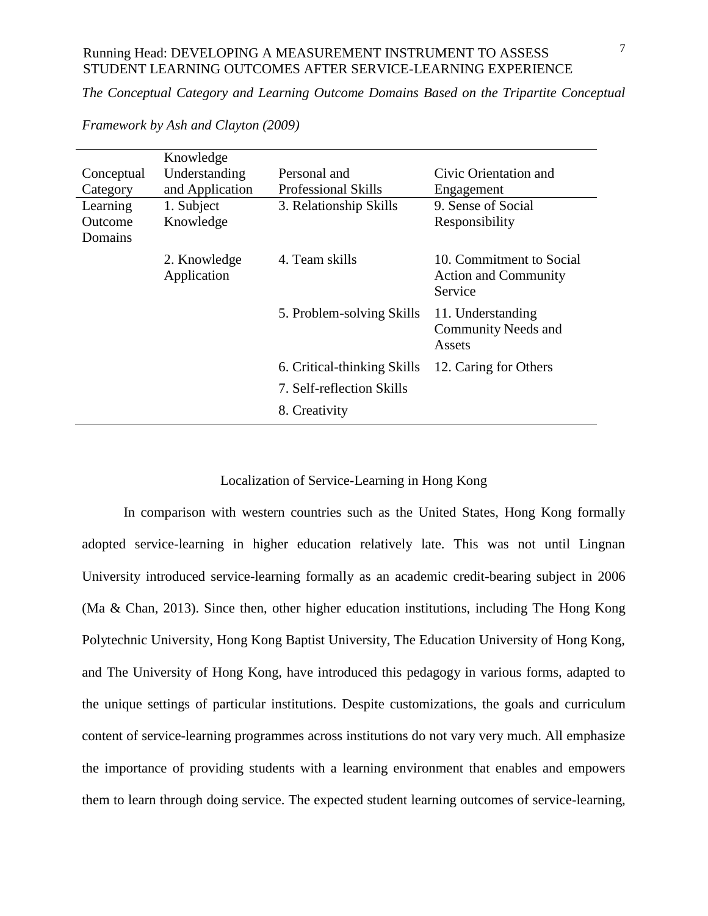*The Conceptual Category and Learning Outcome Domains Based on the Tripartite Conceptual Framework by Ash and Clayton (2009)*

| Conceptual Category | Knowledge Understanding and Application | Personal and Professional Skills | Civic Orientation and Engagement |
|---|---|---|---|
| Learning Outcome Domains | 1. Subject Knowledge | 3. Relationship Skills | 9. Sense of Social Responsibility |
| | 2. Knowledge Application | 4. Team skills | 10. Commitment to Social Action and Community Service |
| | | 5. Problem-solving Skills | 11. Understanding Community Needs and Assets |
| | | 6. Critical-thinking Skills | 12. Caring for Others |
| | | 7. Self-reflection Skills | |
| | | 8. Creativity | |

## Localization of Service-Learning in Hong Kong

In comparison with western countries such as the United States, Hong Kong formally adopted service-learning in higher education relatively late. This was not until Lingnan University introduced service-learning formally as an academic credit-bearing subject in 2006 (Ma & Chan, 2013). Since then, other higher education institutions, including The Hong Kong Polytechnic University, Hong Kong Baptist University, The Education University of Hong Kong, and The University of Hong Kong, have introduced this pedagogy in various forms, adapted to the unique settings of particular institutions. Despite customizations, the goals and curriculum content of service-learning programmes across institutions do not vary very much. All emphasize the importance of providing students with a learning environment that enables and empowers them to learn through doing service. The expected student learning outcomes of service-learning,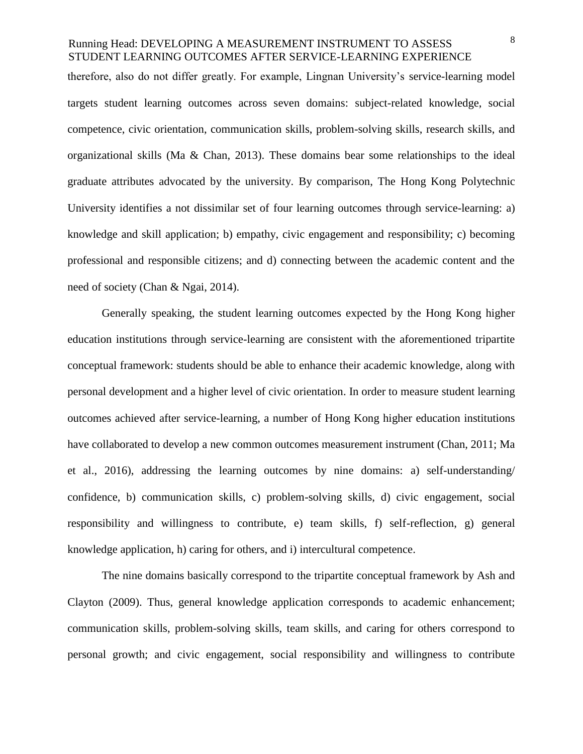therefore, also do not differ greatly. For example, Lingnan University's service-learning model targets student learning outcomes across seven domains: subject-related knowledge, social competence, civic orientation, communication skills, problem-solving skills, research skills, and organizational skills (Ma & Chan, 2013). These domains bear some relationships to the ideal graduate attributes advocated by the university. By comparison, The Hong Kong Polytechnic University identifies a not dissimilar set of four learning outcomes through service-learning: a) knowledge and skill application; b) empathy, civic engagement and responsibility; c) becoming professional and responsible citizens; and d) connecting between the academic content and the need of society (Chan & Ngai, 2014).

Generally speaking, the student learning outcomes expected by the Hong Kong higher education institutions through service-learning are consistent with the aforementioned tripartite conceptual framework: students should be able to enhance their academic knowledge, along with personal development and a higher level of civic orientation. In order to measure student learning outcomes achieved after service-learning, a number of Hong Kong higher education institutions have collaborated to develop a new common outcomes measurement instrument (Chan, 2011; Ma et al., 2016), addressing the learning outcomes by nine domains: a) self-understanding/ confidence, b) communication skills, c) problem-solving skills, d) civic engagement, social responsibility and willingness to contribute, e) team skills, f) self-reflection, g) general knowledge application, h) caring for others, and i) intercultural competence.

The nine domains basically correspond to the tripartite conceptual framework by Ash and Clayton (2009). Thus, general knowledge application corresponds to academic enhancement; communication skills, problem-solving skills, team skills, and caring for others correspond to personal growth; and civic engagement, social responsibility and willingness to contribute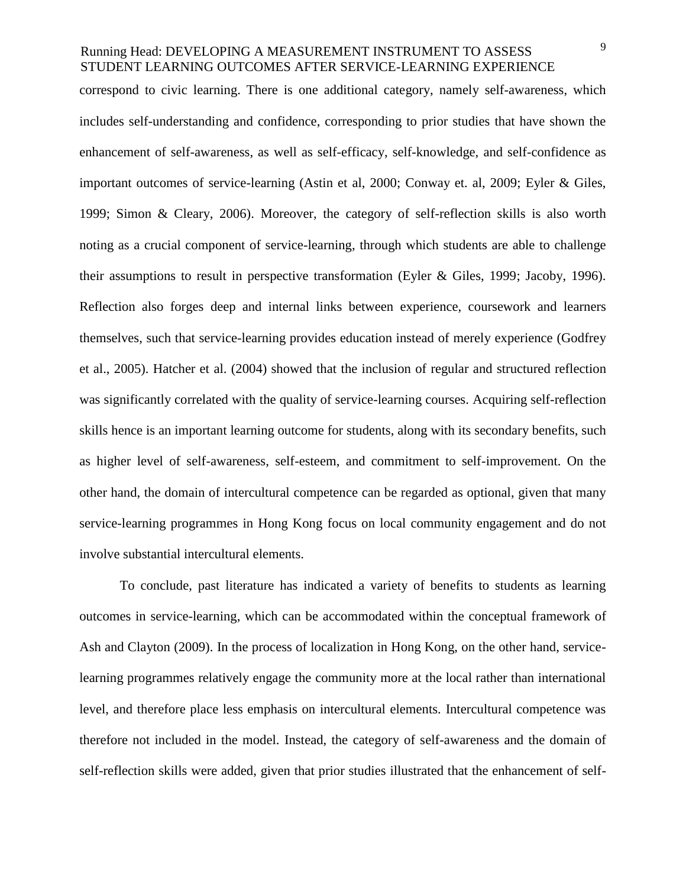correspond to civic learning. There is one additional category, namely self-awareness, which includes self-understanding and confidence, corresponding to prior studies that have shown the enhancement of self-awareness, as well as self-efficacy, self-knowledge, and self-confidence as important outcomes of service-learning (Astin et al, 2000; Conway et. al, 2009; Eyler & Giles, 1999; Simon & Cleary, 2006). Moreover, the category of self-reflection skills is also worth noting as a crucial component of service-learning, through which students are able to challenge their assumptions to result in perspective transformation (Eyler & Giles, 1999; Jacoby, 1996). Reflection also forges deep and internal links between experience, coursework and learners themselves, such that service-learning provides education instead of merely experience (Godfrey et al., 2005). Hatcher et al. (2004) showed that the inclusion of regular and structured reflection was significantly correlated with the quality of service-learning courses. Acquiring self-reflection skills hence is an important learning outcome for students, along with its secondary benefits, such as higher level of self-awareness, self-esteem, and commitment to self-improvement. On the other hand, the domain of intercultural competence can be regarded as optional, given that many service-learning programmes in Hong Kong focus on local community engagement and do not involve substantial intercultural elements.

To conclude, past literature has indicated a variety of benefits to students as learning outcomes in service-learning, which can be accommodated within the conceptual framework of Ash and Clayton (2009). In the process of localization in Hong Kong, on the other hand, service-learning programmes relatively engage the community more at the local rather than international level, and therefore place less emphasis on intercultural elements. Intercultural competence was therefore not included in the model. Instead, the category of self-awareness and the domain of self-reflection skills were added, given that prior studies illustrated that the enhancement of self-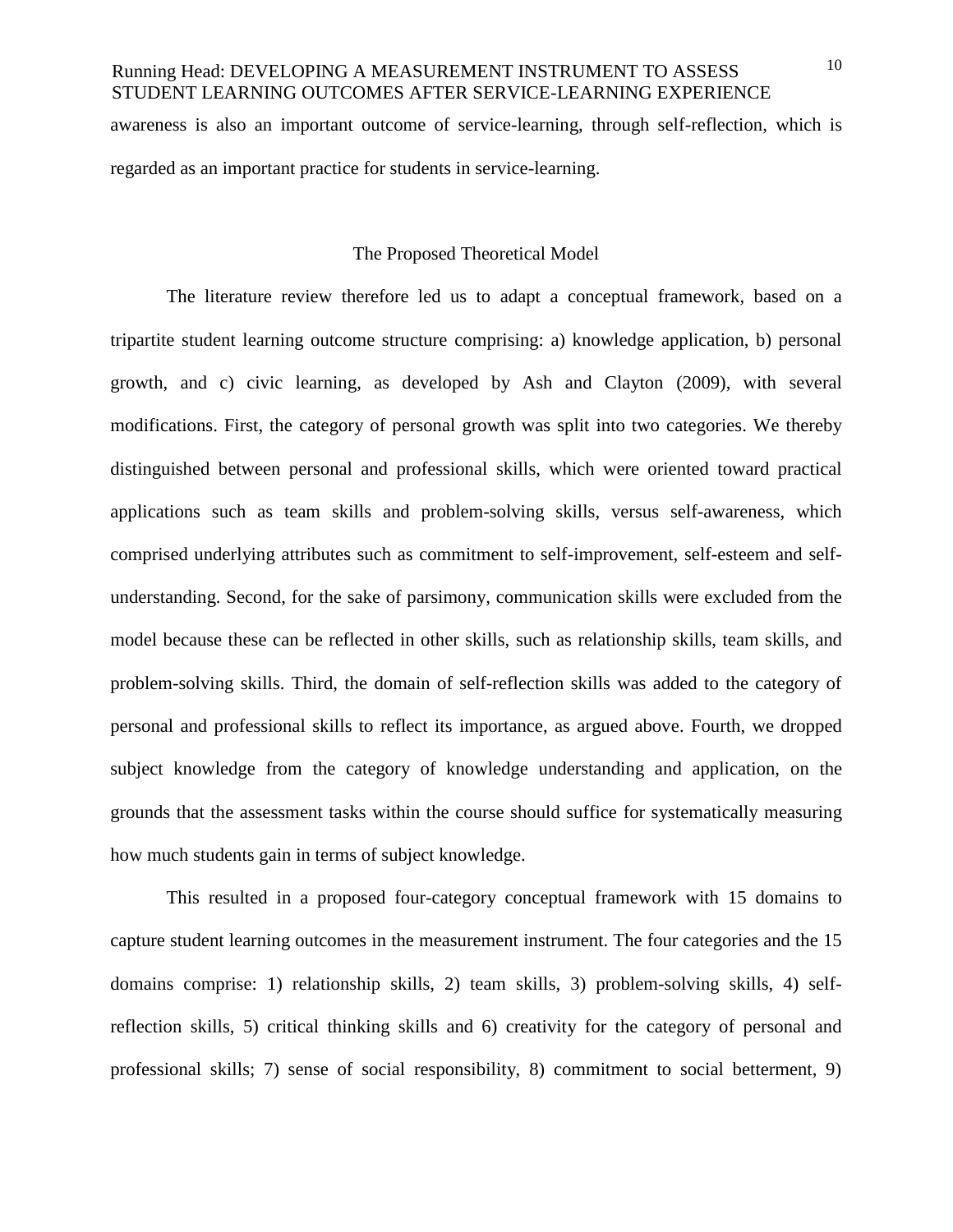awareness is also an important outcome of service-learning, through self-reflection, which is regarded as an important practice for students in service-learning.

## The Proposed Theoretical Model

The literature review therefore led us to adapt a conceptual framework, based on a tripartite student learning outcome structure comprising: a) knowledge application, b) personal growth, and c) civic learning, as developed by Ash and Clayton (2009), with several modifications. First, the category of personal growth was split into two categories. We thereby distinguished between personal and professional skills, which were oriented toward practical applications such as team skills and problem-solving skills, versus self-awareness, which comprised underlying attributes such as commitment to self-improvement, self-esteem and self-understanding. Second, for the sake of parsimony, communication skills were excluded from the model because these can be reflected in other skills, such as relationship skills, team skills, and problem-solving skills. Third, the domain of self-reflection skills was added to the category of personal and professional skills to reflect its importance, as argued above. Fourth, we dropped subject knowledge from the category of knowledge understanding and application, on the grounds that the assessment tasks within the course should suffice for systematically measuring how much students gain in terms of subject knowledge.

This resulted in a proposed four-category conceptual framework with 15 domains to capture student learning outcomes in the measurement instrument. The four categories and the 15 domains comprise: 1) relationship skills, 2) team skills, 3) problem-solving skills, 4) self-reflection skills, 5) critical thinking skills and 6) creativity for the category of personal and professional skills; 7) sense of social responsibility, 8) commitment to social betterment, 9)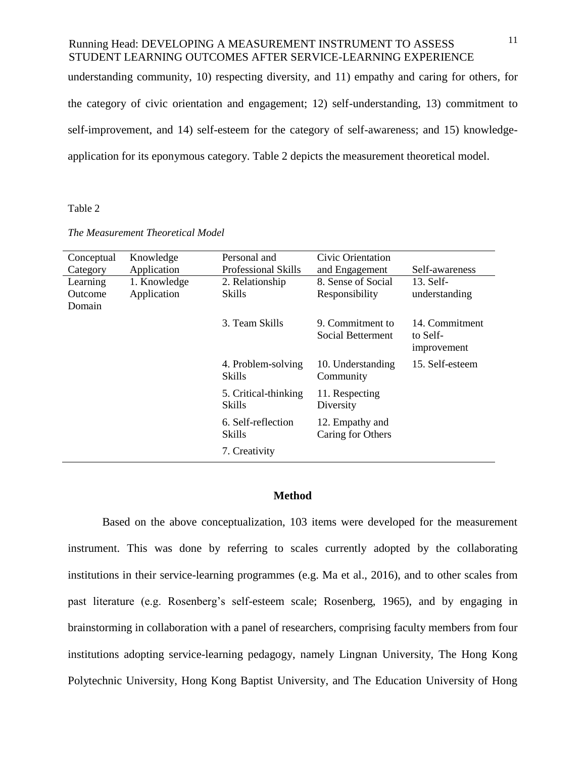understanding community, 10) respecting diversity, and 11) empathy and caring for others, for the category of civic orientation and engagement; 12) self-understanding, 13) commitment to self-improvement, and 14) self-esteem for the category of self-awareness; and 15) knowledge-application for its eponymous category. Table 2 depicts the measurement theoretical model.

Table 2

*The Measurement Theoretical Model*

| Conceptual Category | Knowledge Application | Personal and Professional Skills | Civic Orientation and Engagement | Self-awareness |
|---|---|---|---|---|
| Learning Outcome Domain | 1. Knowledge Application | 2. Relationship Skills | 8. Sense of Social Responsibility | 13. Self-understanding |
| | | 3. Team Skills | 9. Commitment to Social Betterment | 14. Commitment to Self-improvement |
| | | 4. Problem-solving Skills | 10. Understanding Community | 15. Self-esteem |
| | | 5. Critical-thinking Skills | 11. Respecting Diversity | |
| | | 6. Self-reflection Skills | 12. Empathy and Caring for Others | |
| | | 7. Creativity | | |

## Method

Based on the above conceptualization, 103 items were developed for the measurement instrument. This was done by referring to scales currently adopted by the collaborating institutions in their service-learning programmes (e.g. Ma et al., 2016), and to other scales from past literature (e.g. Rosenberg's self-esteem scale; Rosenberg, 1965), and by engaging in brainstorming in collaboration with a panel of researchers, comprising faculty members from four institutions adopting service-learning pedagogy, namely Lingnan University, The Hong Kong Polytechnic University, Hong Kong Baptist University, and The Education University of Hong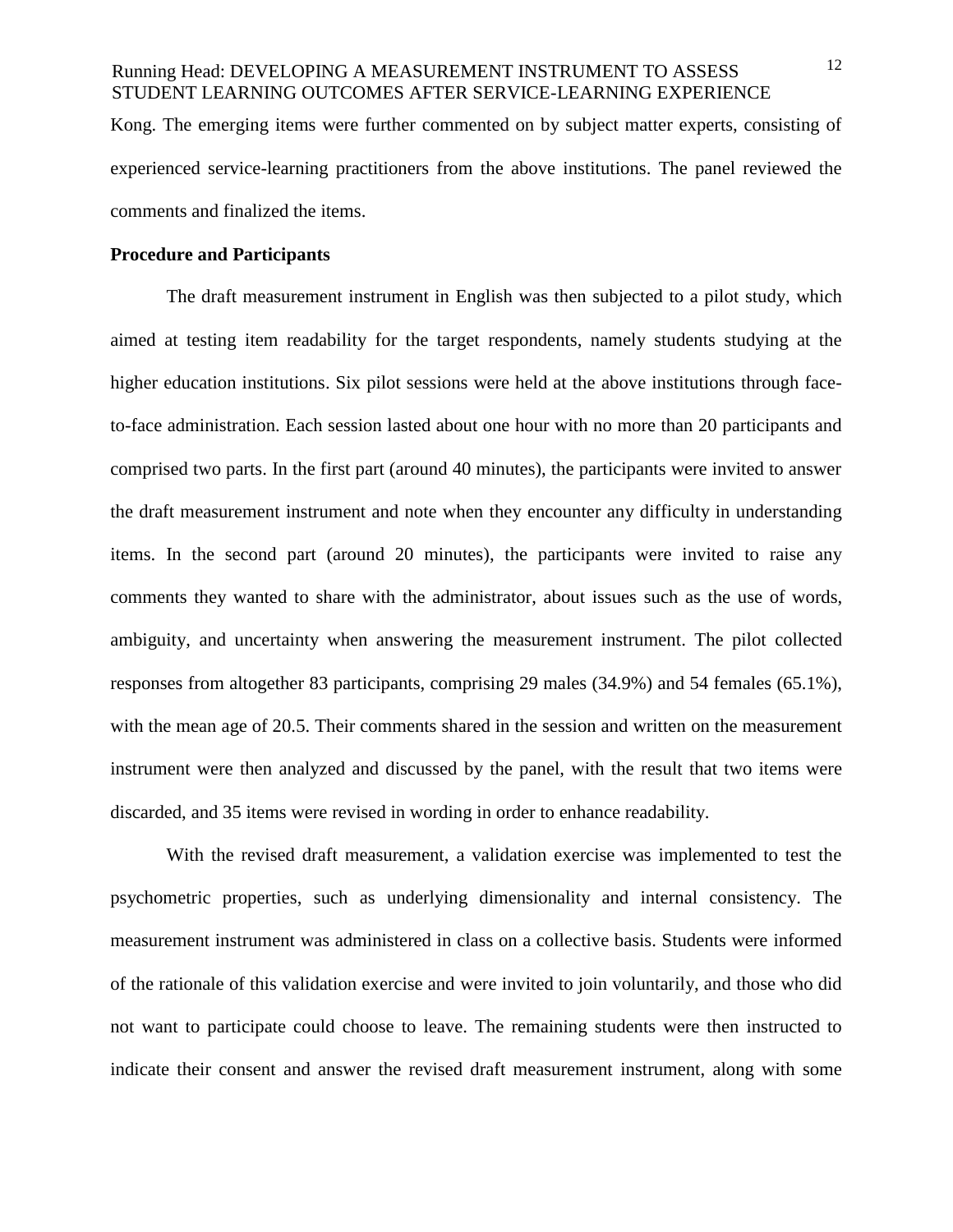Kong. The emerging items were further commented on by subject matter experts, consisting of experienced service-learning practitioners from the above institutions. The panel reviewed the comments and finalized the items.

**Procedure and Participants**

The draft measurement instrument in English was then subjected to a pilot study, which aimed at testing item readability for the target respondents, namely students studying at the higher education institutions. Six pilot sessions were held at the above institutions through face-to-face administration. Each session lasted about one hour with no more than 20 participants and comprised two parts. In the first part (around 40 minutes), the participants were invited to answer the draft measurement instrument and note when they encounter any difficulty in understanding items. In the second part (around 20 minutes), the participants were invited to raise any comments they wanted to share with the administrator, about issues such as the use of words, ambiguity, and uncertainty when answering the measurement instrument. The pilot collected responses from altogether 83 participants, comprising 29 males (34.9%) and 54 females (65.1%), with the mean age of 20.5. Their comments shared in the session and written on the measurement instrument were then analyzed and discussed by the panel, with the result that two items were discarded, and 35 items were revised in wording in order to enhance readability.

With the revised draft measurement, a validation exercise was implemented to test the psychometric properties, such as underlying dimensionality and internal consistency. The measurement instrument was administered in class on a collective basis. Students were informed of the rationale of this validation exercise and were invited to join voluntarily, and those who did not want to participate could choose to leave. The remaining students were then instructed to indicate their consent and answer the revised draft measurement instrument, along with some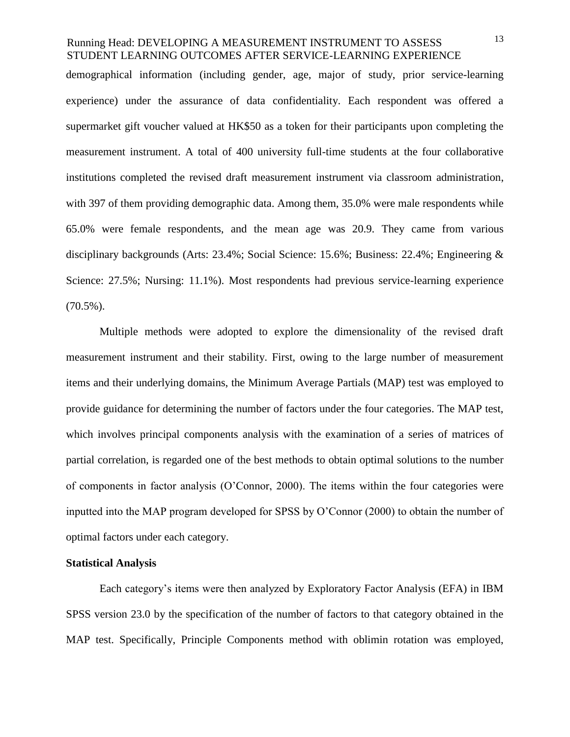demographical information (including gender, age, major of study, prior service-learning experience) under the assurance of data confidentiality. Each respondent was offered a supermarket gift voucher valued at HK$50 as a token for their participants upon completing the measurement instrument. A total of 400 university full-time students at the four collaborative institutions completed the revised draft measurement instrument via classroom administration, with 397 of them providing demographic data. Among them, 35.0% were male respondents while 65.0% were female respondents, and the mean age was 20.9. They came from various disciplinary backgrounds (Arts: 23.4%; Social Science: 15.6%; Business: 22.4%; Engineering & Science: 27.5%; Nursing: 11.1%). Most respondents had previous service-learning experience (70.5%).

Multiple methods were adopted to explore the dimensionality of the revised draft measurement instrument and their stability. First, owing to the large number of measurement items and their underlying domains, the Minimum Average Partials (MAP) test was employed to provide guidance for determining the number of factors under the four categories. The MAP test, which involves principal components analysis with the examination of a series of matrices of partial correlation, is regarded one of the best methods to obtain optimal solutions to the number of components in factor analysis (O'Connor, 2000). The items within the four categories were inputted into the MAP program developed for SPSS by O'Connor (2000) to obtain the number of optimal factors under each category.

**Statistical Analysis**

Each category's items were then analyzed by Exploratory Factor Analysis (EFA) in IBM SPSS version 23.0 by the specification of the number of factors to that category obtained in the MAP test. Specifically, Principle Components method with oblimin rotation was employed,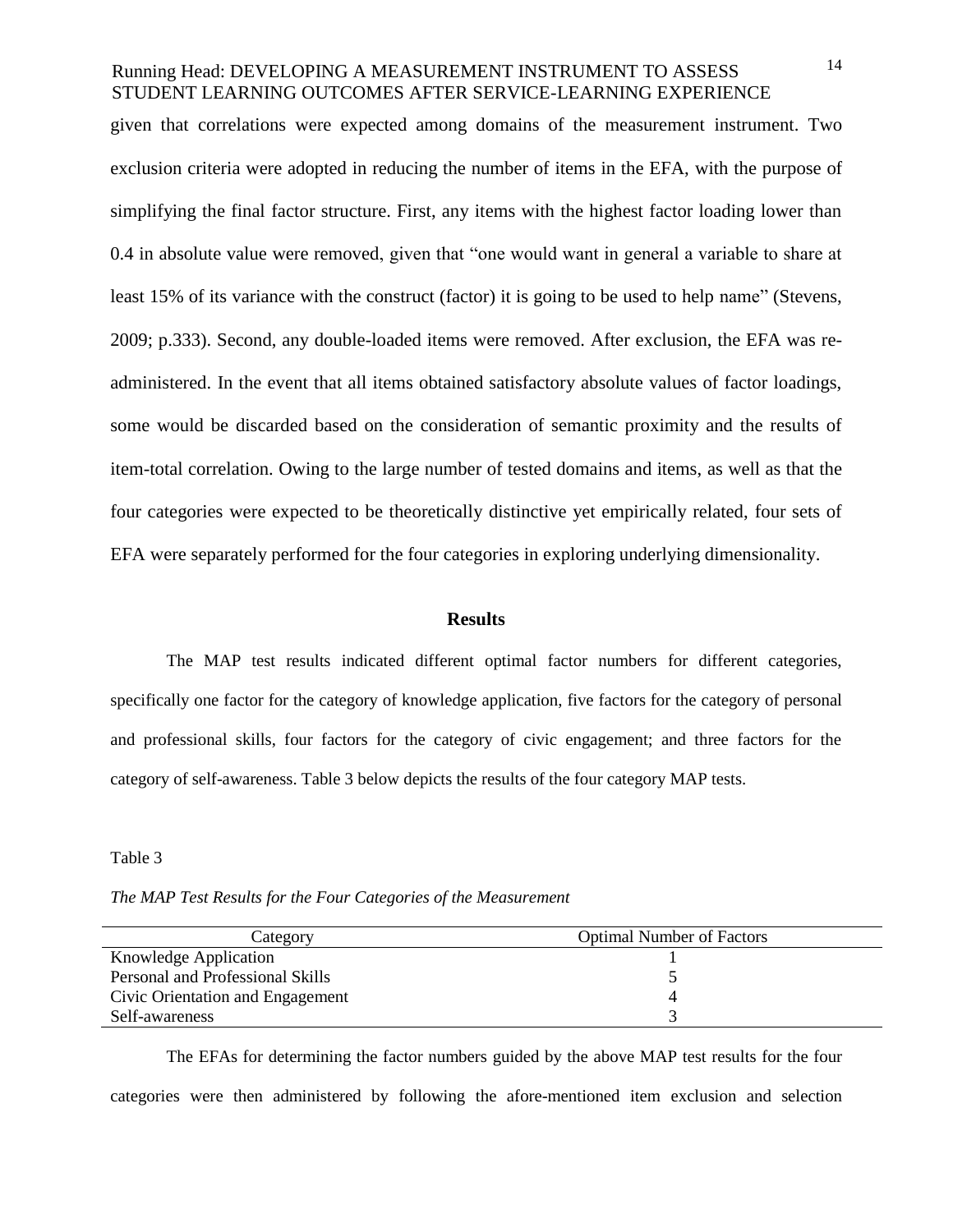given that correlations were expected among domains of the measurement instrument. Two exclusion criteria were adopted in reducing the number of items in the EFA, with the purpose of simplifying the final factor structure. First, any items with the highest factor loading lower than 0.4 in absolute value were removed, given that "one would want in general a variable to share at least 15% of its variance with the construct (factor) it is going to be used to help name" (Stevens, 2009; p.333). Second, any double-loaded items were removed. After exclusion, the EFA was re-administered. In the event that all items obtained satisfactory absolute values of factor loadings, some would be discarded based on the consideration of semantic proximity and the results of item-total correlation. Owing to the large number of tested domains and items, as well as that the four categories were expected to be theoretically distinctive yet empirically related, four sets of EFA were separately performed for the four categories in exploring underlying dimensionality.

## Results

The MAP test results indicated different optimal factor numbers for different categories, specifically one factor for the category of knowledge application, five factors for the category of personal and professional skills, four factors for the category of civic engagement; and three factors for the category of self-awareness. Table 3 below depicts the results of the four category MAP tests.

Table 3

*The MAP Test Results for the Four Categories of the Measurement*

| Category | Optimal Number of Factors |
|---|---|
| Knowledge Application | 1 |
| Personal and Professional Skills | 5 |
| Civic Orientation and Engagement | 4 |
| Self-awareness | 3 |

The EFAs for determining the factor numbers guided by the above MAP test results for the four categories were then administered by following the afore-mentioned item exclusion and selection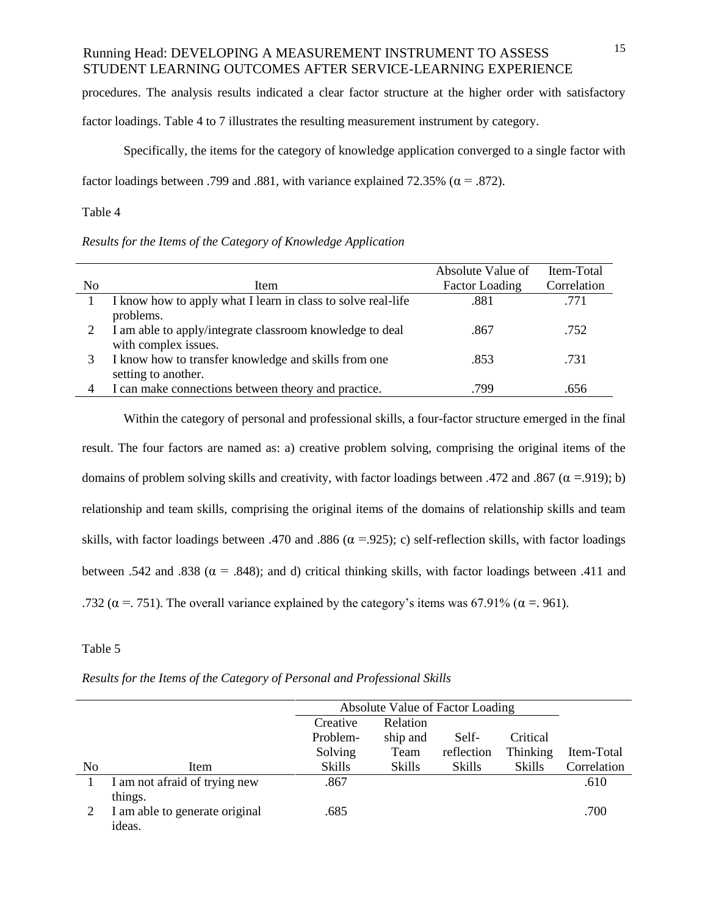procedures. The analysis results indicated a clear factor structure at the higher order with satisfactory factor loadings. Table 4 to 7 illustrates the resulting measurement instrument by category.

Specifically, the items for the category of knowledge application converged to a single factor with factor loadings between .799 and .881, with variance explained 72.35% (α = .872).

Table 4

*Results for the Items of the Category of Knowledge Application*

| No | Item | Absolute Value of Factor Loading | Item-Total Correlation |
|---|---|---|---|
| 1 | I know how to apply what I learn in class to solve real-life problems. | .881 | .771 |
| 2 | I am able to apply/integrate classroom knowledge to deal with complex issues. | .867 | .752 |
| 3 | I know how to transfer knowledge and skills from one setting to another. | .853 | .731 |
| 4 | I can make connections between theory and practice. | .799 | .656 |

Within the category of personal and professional skills, a four-factor structure emerged in the final result. The four factors are named as: a) creative problem solving, comprising the original items of the domains of problem solving skills and creativity, with factor loadings between .472 and .867 (α =.919); b) relationship and team skills, comprising the original items of the domains of relationship skills and team skills, with factor loadings between .470 and .886 (α =.925); c) self-reflection skills, with factor loadings between .542 and .838 (α = .848); and d) critical thinking skills, with factor loadings between .411 and .732 (α =. 751). The overall variance explained by the category's items was 67.91% (α =. 961).

Table 5

*Results for the Items of the Category of Personal and Professional Skills*

| | | Absolute Value of Factor Loading | | | | |
|---|---|---|---|---|---|---|
| No | Item | Creative Problem-Solving Skills | Relationship and Team Skills | Self-reflection Skills | Critical Thinking Skills | Item-Total Correlation |
| 1 | I am not afraid of trying new things. | .867 | | | | .610 |
| 2 | I am able to generate original ideas. | .685 | | | | .700 |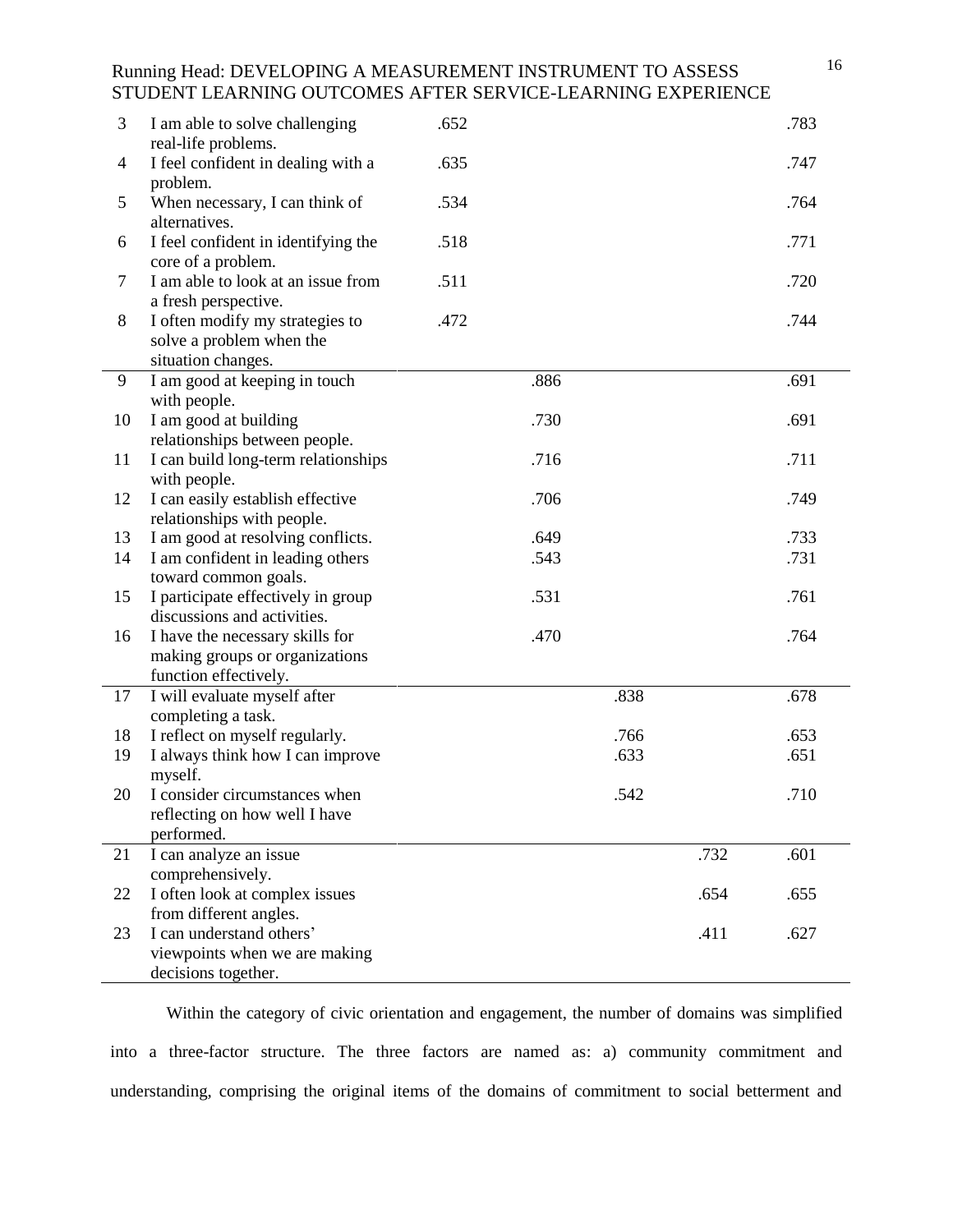| | | | | | | |
|---|---|---|---|---|---|---|
| 3 | I am able to solve challenging real-life problems. | .652 | | | | .783 |
| 4 | I feel confident in dealing with a problem. | .635 | | | | .747 |
| 5 | When necessary, I can think of alternatives. | .534 | | | | .764 |
| 6 | I feel confident in identifying the core of a problem. | .518 | | | | .771 |
| 7 | I am able to look at an issue from a fresh perspective. | .511 | | | | .720 |
| 8 | I often modify my strategies to solve a problem when the situation changes. | .472 | | | | .744 |
| 9 | I am good at keeping in touch with people. | | .886 | | | .691 |
| 10 | I am good at building relationships between people. | | .730 | | | .691 |
| 11 | I can build long-term relationships with people. | | .716 | | | .711 |
| 12 | I can easily establish effective relationships with people. | | .706 | | | .749 |
| 13 | I am good at resolving conflicts. | | .649 | | | .733 |
| 14 | I am confident in leading others toward common goals. | | .543 | | | .731 |
| 15 | I participate effectively in group discussions and activities. | | .531 | | | .761 |
| 16 | I have the necessary skills for making groups or organizations function effectively. | | .470 | | | .764 |
| 17 | I will evaluate myself after completing a task. | | | .838 | | .678 |
| 18 | I reflect on myself regularly. | | | .766 | | .653 |
| 19 | I always think how I can improve myself. | | | .633 | | .651 |
| 20 | I consider circumstances when reflecting on how well I have performed. | | | .542 | | .710 |
| 21 | I can analyze an issue comprehensively. | | | | .732 | .601 |
| 22 | I often look at complex issues from different angles. | | | | .654 | .655 |
| 23 | I can understand others' viewpoints when we are making decisions together. | | | | .411 | .627 |

Within the category of civic orientation and engagement, the number of domains was simplified into a three-factor structure. The three factors are named as: a) community commitment and understanding, comprising the original items of the domains of commitment to social betterment and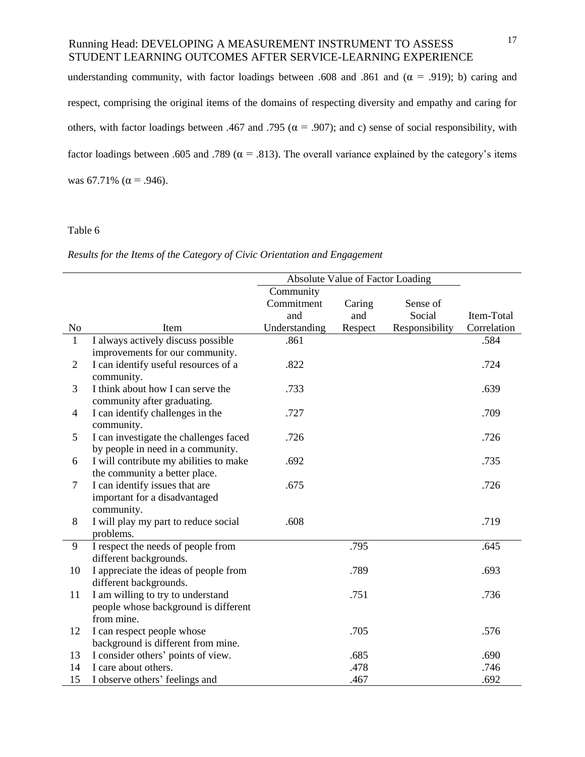understanding community, with factor loadings between .608 and .861 and ($\alpha$ = .919); b) caring and respect, comprising the original items of the domains of respecting diversity and empathy and caring for others, with factor loadings between .467 and .795 ($\alpha$ = .907); and c) sense of social responsibility, with factor loadings between .605 and .789 ($\alpha$ = .813). The overall variance explained by the category's items was 67.71% ($\alpha$ = .946).

Table 6

*Results for the Items of the Category of Civic Orientation and Engagement*

| | | Absolute Value of Factor Loading | | | |
|---|---|---|---|---|---|
| No | Item | Community Commitment and Understanding | Caring and Respect | Sense of Social Responsibility | Item-Total Correlation |
| 1 | I always actively discuss possible improvements for our community. | .861 | | | .584 |
| 2 | I can identify useful resources of a community. | .822 | | | .724 |
| 3 | I think about how I can serve the community after graduating. | .733 | | | .639 |
| 4 | I can identify challenges in the community. | .727 | | | .709 |
| 5 | I can investigate the challenges faced by people in need in a community. | .726 | | | .726 |
| 6 | I will contribute my abilities to make the community a better place. | .692 | | | .735 |
| 7 | I can identify issues that are important for a disadvantaged community. | .675 | | | .726 |
| 8 | I will play my part to reduce social problems. | .608 | | | .719 |
| 9 | I respect the needs of people from different backgrounds. | | .795 | | .645 |
| 10 | I appreciate the ideas of people from different backgrounds. | | .789 | | .693 |
| 11 | I am willing to try to understand people whose background is different from mine. | | .751 | | .736 |
| 12 | I can respect people whose background is different from mine. | | .705 | | .576 |
| 13 | I consider others' points of view. | | .685 | | .690 |
| 14 | I care about others. | | .478 | | .746 |
| 15 | I observe others' feelings and | | .467 | | .692 |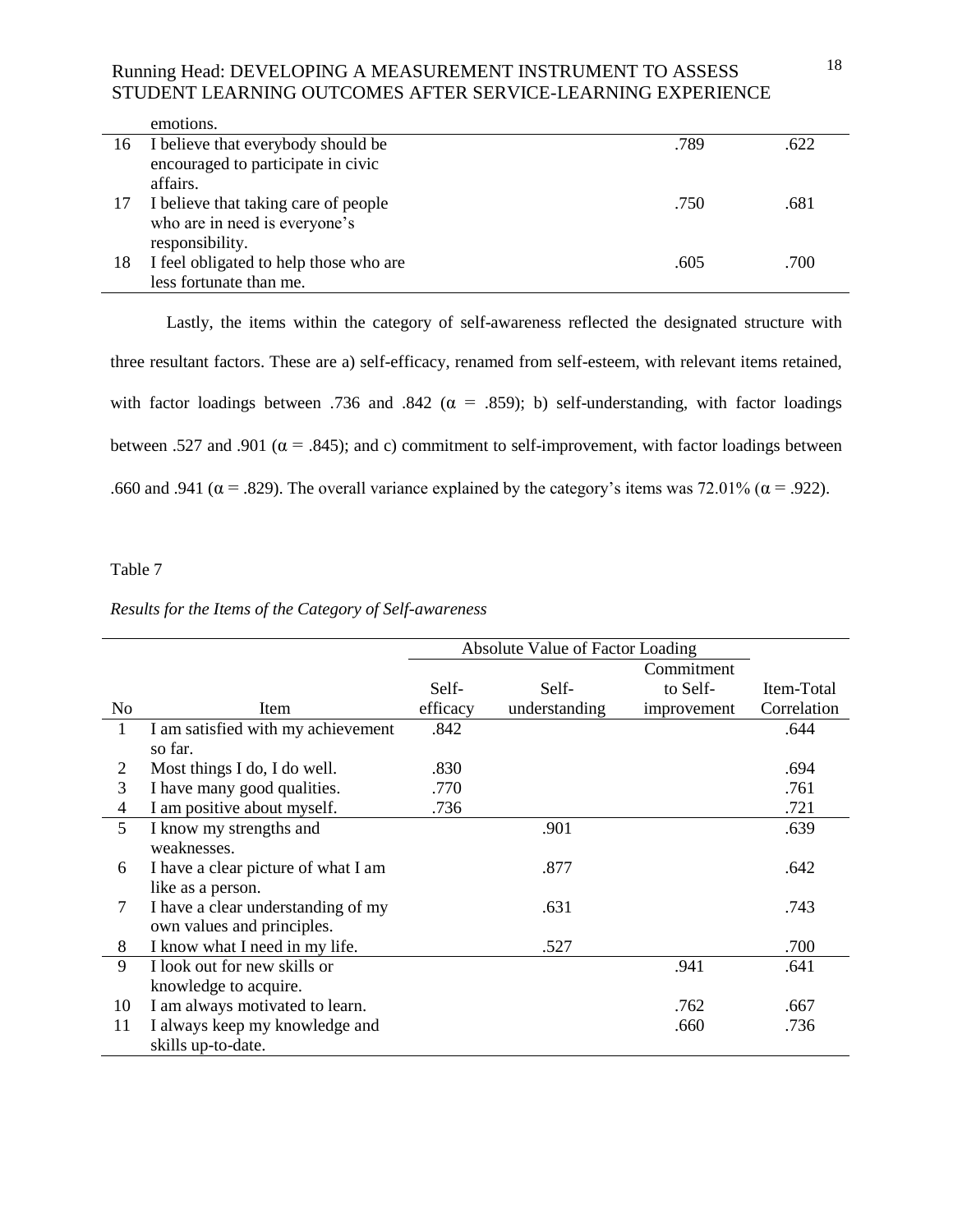| No | Item | | |
|---|---|---|---|
| | emotions. | | |
| 16 | I believe that everybody should be encouraged to participate in civic affairs. | .789 | .622 |
| 17 | I believe that taking care of people who are in need is everyone's responsibility. | .750 | .681 |
| 18 | I feel obligated to help those who are less fortunate than me. | .605 | .700 |

Lastly, the items within the category of self-awareness reflected the designated structure with three resultant factors. These are a) self-efficacy, renamed from self-esteem, with relevant items retained, with factor loadings between .736 and .842 ($\alpha$ = .859); b) self-understanding, with factor loadings between .527 and .901 ($\alpha$ = .845); and c) commitment to self-improvement, with factor loadings between .660 and .941 ($\alpha$ = .829). The overall variance explained by the category's items was 72.01% ($\alpha$ = .922).

Table 7

*Results for the Items of the Category of Self-awareness*

| | | Absolute Value of Factor Loading | | | |
|---|---|---|---|---|---|
| No | Item | Self-efficacy | Self-understanding | Commitment to Self-improvement | Item-Total Correlation |
| 1 | I am satisfied with my achievement so far. | .842 | | | .644 |
| 2 | Most things I do, I do well. | .830 | | | .694 |
| 3 | I have many good qualities. | .770 | | | .761 |
| 4 | I am positive about myself. | .736 | | | .721 |
| 5 | I know my strengths and weaknesses. | | .901 | | .639 |
| 6 | I have a clear picture of what I am like as a person. | | .877 | | .642 |
| 7 | I have a clear understanding of my own values and principles. | | .631 | | .743 |
| 8 | I know what I need in my life. | | .527 | | .700 |
| 9 | I look out for new skills or knowledge to acquire. | | | .941 | .641 |
| 10 | I am always motivated to learn. | | | .762 | .667 |
| 11 | I always keep my knowledge and skills up-to-date. | | | .660 | .736 |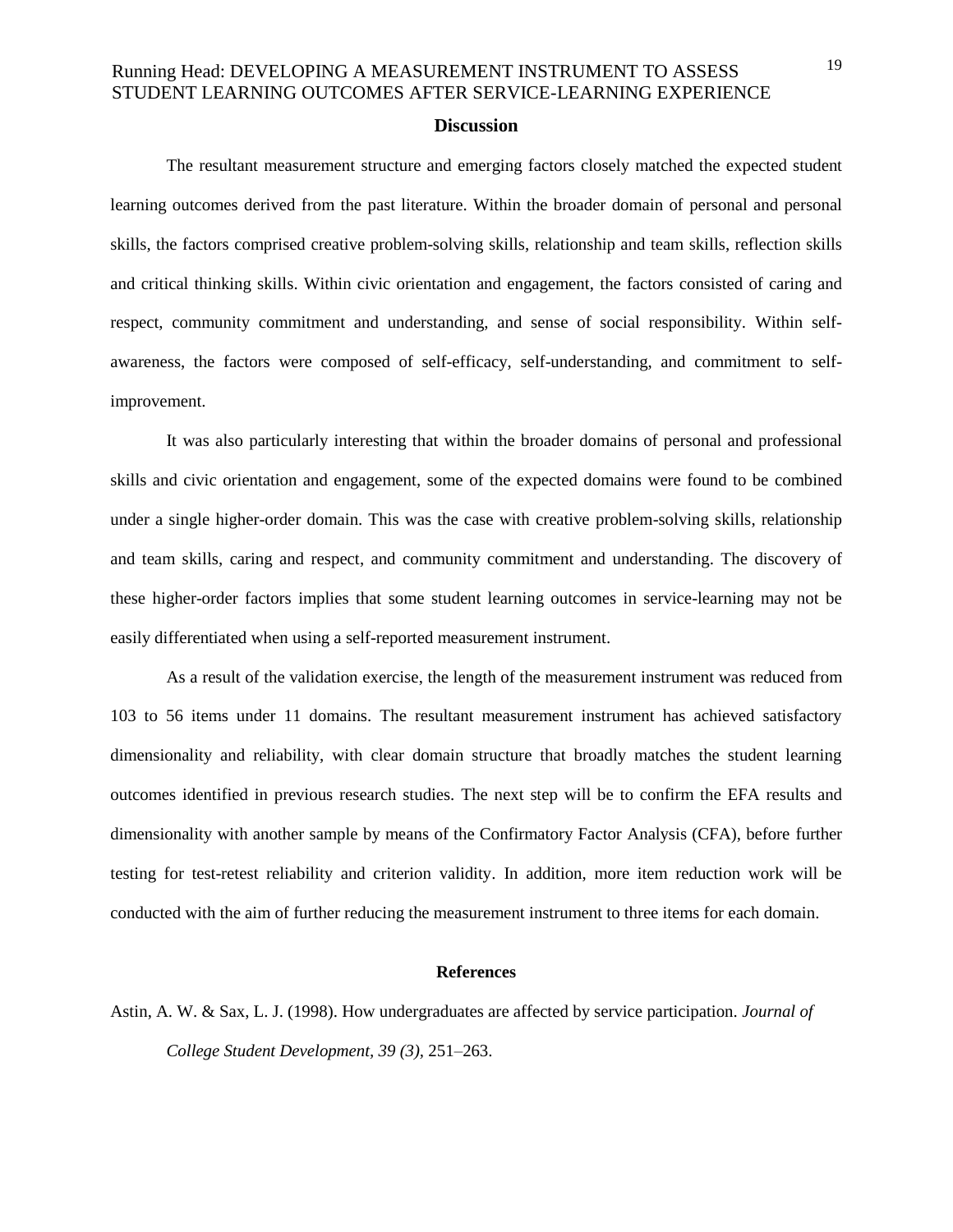## Discussion

The resultant measurement structure and emerging factors closely matched the expected student learning outcomes derived from the past literature. Within the broader domain of personal and personal skills, the factors comprised creative problem-solving skills, relationship and team skills, reflection skills and critical thinking skills. Within civic orientation and engagement, the factors consisted of caring and respect, community commitment and understanding, and sense of social responsibility. Within self-awareness, the factors were composed of self-efficacy, self-understanding, and commitment to self-improvement.

It was also particularly interesting that within the broader domains of personal and professional skills and civic orientation and engagement, some of the expected domains were found to be combined under a single higher-order domain. This was the case with creative problem-solving skills, relationship and team skills, caring and respect, and community commitment and understanding. The discovery of these higher-order factors implies that some student learning outcomes in service-learning may not be easily differentiated when using a self-reported measurement instrument.

As a result of the validation exercise, the length of the measurement instrument was reduced from 103 to 56 items under 11 domains. The resultant measurement instrument has achieved satisfactory dimensionality and reliability, with clear domain structure that broadly matches the student learning outcomes identified in previous research studies. The next step will be to confirm the EFA results and dimensionality with another sample by means of the Confirmatory Factor Analysis (CFA), before further testing for test-retest reliability and criterion validity. In addition, more item reduction work will be conducted with the aim of further reducing the measurement instrument to three items for each domain.

## References

Astin, A. W. & Sax, L. J. (1998). How undergraduates are affected by service participation. *Journal of College Student Development, 39 (3)*, 251–263.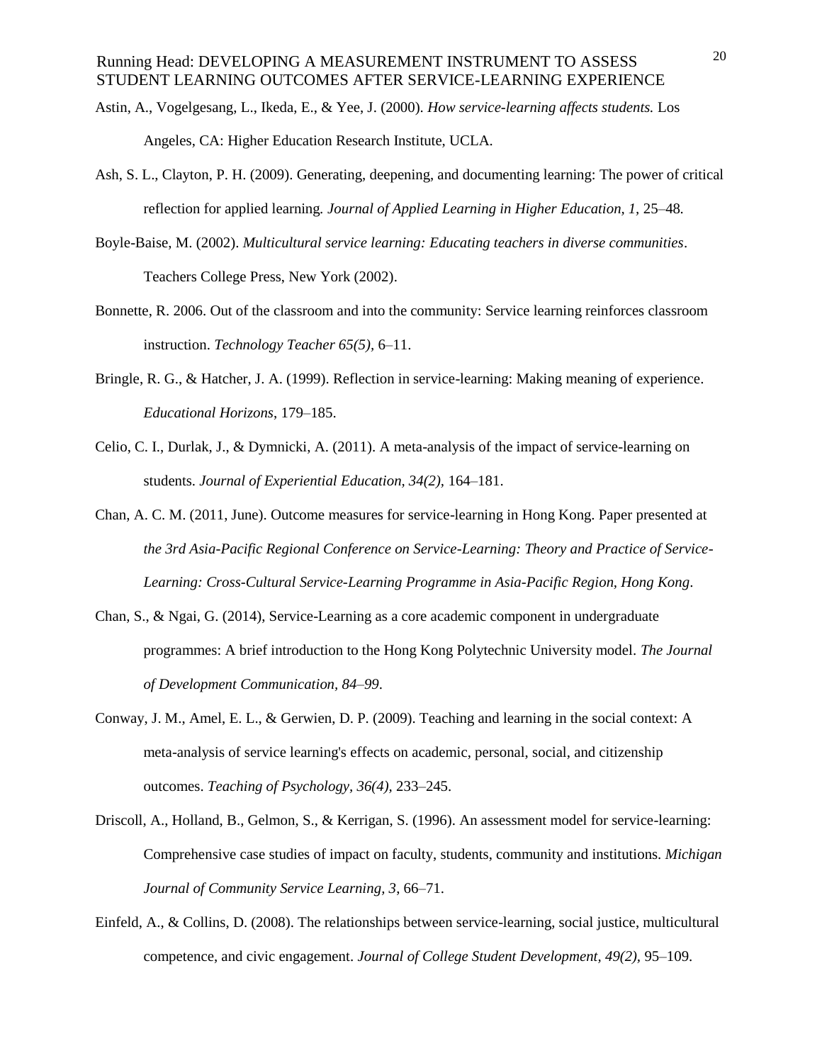Astin, A., Vogelgesang, L., Ikeda, E., & Yee, J. (2000). *How service-learning affects students.* Los Angeles, CA: Higher Education Research Institute, UCLA.

Ash, S. L., Clayton, P. H. (2009). Generating, deepening, and documenting learning: The power of critical reflection for applied learning. *Journal of Applied Learning in Higher Education, 1,* 25–48.

Boyle-Baise, M. (2002). *Multicultural service learning: Educating teachers in diverse communities*. Teachers College Press, New York (2002).

Bonnette, R. 2006. Out of the classroom and into the community: Service learning reinforces classroom instruction. *Technology Teacher 65(5),* 6–11.

Bringle, R. G., & Hatcher, J. A. (1999). Reflection in service-learning: Making meaning of experience. *Educational Horizons*, 179–185.

Celio, C. I., Durlak, J., & Dymnicki, A. (2011). A meta-analysis of the impact of service-learning on students. *Journal of Experiential Education, 34(2),* 164–181.

Chan, A. C. M. (2011, June). Outcome measures for service-learning in Hong Kong. Paper presented at *the 3rd Asia-Pacific Regional Conference on Service-Learning: Theory and Practice of Service-Learning: Cross-Cultural Service-Learning Programme in Asia-Pacific Region, Hong Kong*.

Chan, S., & Ngai, G. (2014), Service-Learning as a core academic component in undergraduate programmes: A brief introduction to the Hong Kong Polytechnic University model. *The Journal of Development Communication, 84–99*.

Conway, J. M., Amel, E. L., & Gerwien, D. P. (2009). Teaching and learning in the social context: A meta-analysis of service learning's effects on academic, personal, social, and citizenship outcomes. *Teaching of Psychology, 36(4),* 233–245.

Driscoll, A., Holland, B., Gelmon, S., & Kerrigan, S. (1996). An assessment model for service-learning: Comprehensive case studies of impact on faculty, students, community and institutions. *Michigan Journal of Community Service Learning, 3,* 66–71.

Einfeld, A., & Collins, D. (2008). The relationships between service-learning, social justice, multicultural competence, and civic engagement. *Journal of College Student Development, 49(2),* 95–109.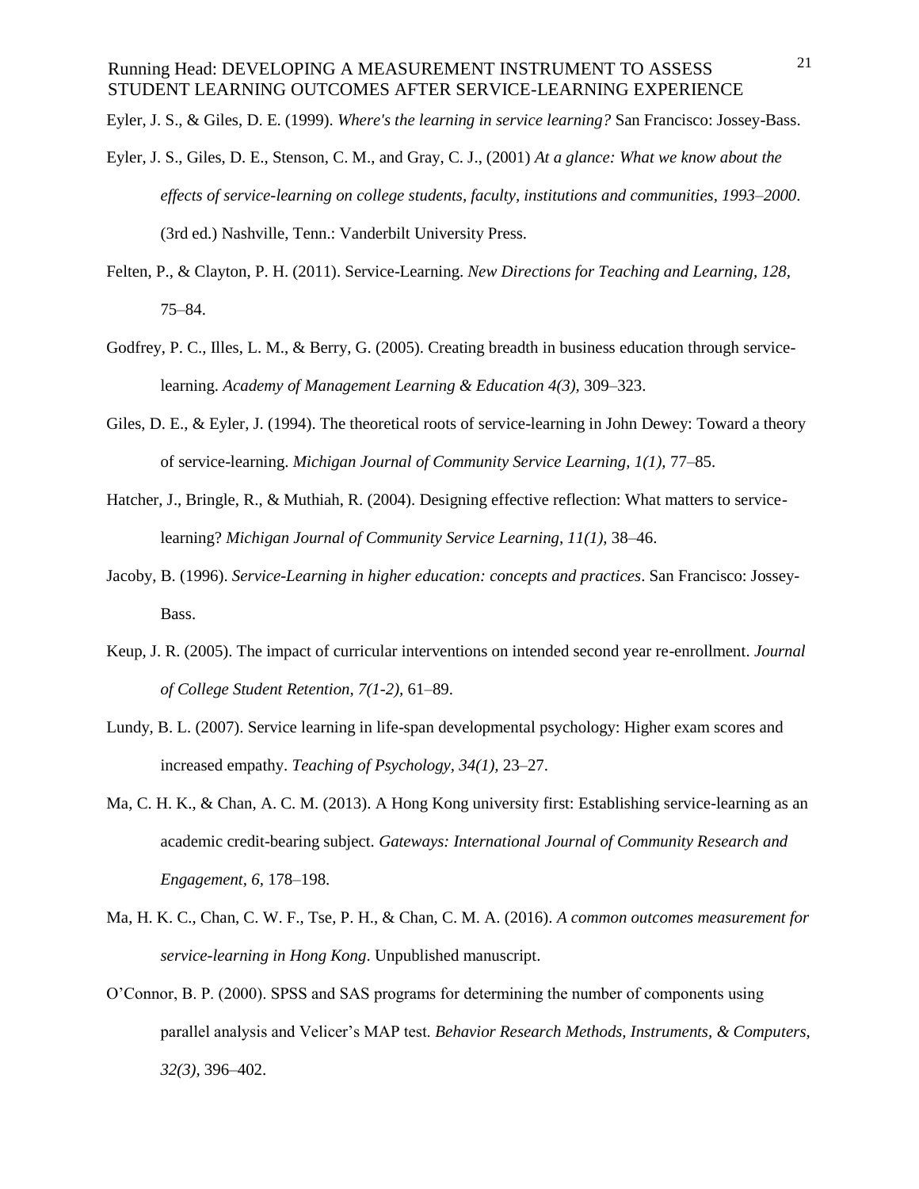Eyler, J. S., & Giles, D. E. (1999). *Where's the learning in service learning?* San Francisco: Jossey-Bass.

Eyler, J. S., Giles, D. E., Stenson, C. M., and Gray, C. J., (2001) *At a glance: What we know about the effects of service-learning on college students, faculty, institutions and communities, 1993–2000*. (3rd ed.) Nashville, Tenn.: Vanderbilt University Press.

Felten, P., & Clayton, P. H. (2011). Service-Learning. *New Directions for Teaching and Learning, 128*, 75–84.

Godfrey, P. C., Illes, L. M., & Berry, G. (2005). Creating breadth in business education through service-learning. *Academy of Management Learning & Education 4(3)*, 309–323.

Giles, D. E., & Eyler, J. (1994). The theoretical roots of service-learning in John Dewey: Toward a theory of service-learning. *Michigan Journal of Community Service Learning, 1(1)*, 77–85.

Hatcher, J., Bringle, R., & Muthiah, R. (2004). Designing effective reflection: What matters to service-learning? *Michigan Journal of Community Service Learning, 11(1)*, 38–46.

Jacoby, B. (1996). *Service-Learning in higher education: concepts and practices*. San Francisco: Jossey-Bass.

Keup, J. R. (2005). The impact of curricular interventions on intended second year re-enrollment. *Journal of College Student Retention, 7(1-2)*, 61–89.

Lundy, B. L. (2007). Service learning in life-span developmental psychology: Higher exam scores and increased empathy. *Teaching of Psychology, 34(1)*, 23–27.

Ma, C. H. K., & Chan, A. C. M. (2013). A Hong Kong university first: Establishing service-learning as an academic credit-bearing subject. *Gateways: International Journal of Community Research and Engagement, 6*, 178–198.

Ma, H. K. C., Chan, C. W. F., Tse, P. H., & Chan, C. M. A. (2016). *A common outcomes measurement for service-learning in Hong Kong*. Unpublished manuscript.

O'Connor, B. P. (2000). SPSS and SAS programs for determining the number of components using parallel analysis and Velicer's MAP test. *Behavior Research Methods, Instruments, & Computers, 32(3)*, 396–402.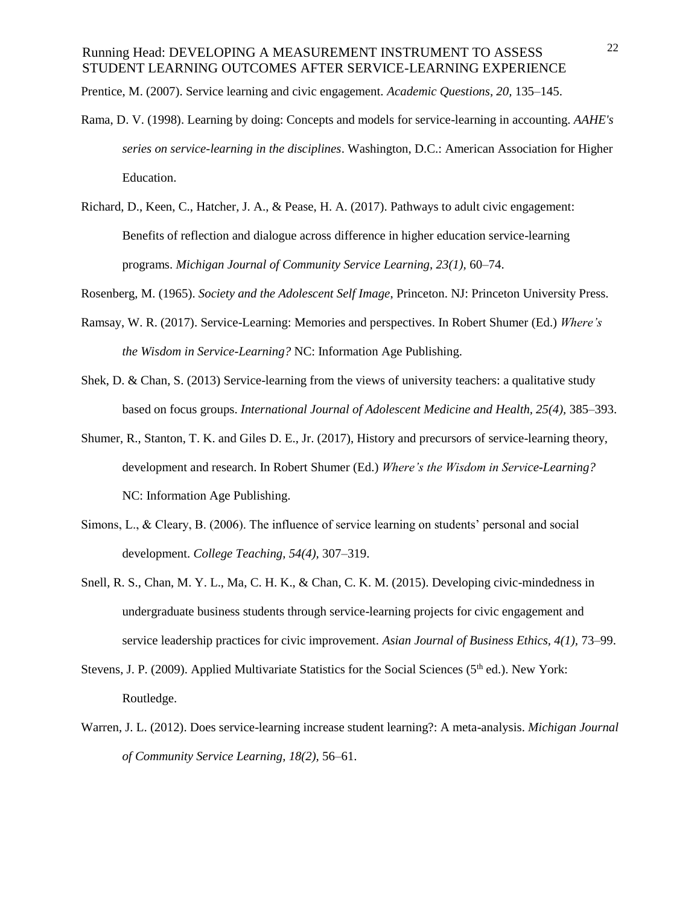Prentice, M. (2007). Service learning and civic engagement. *Academic Questions, 20,* 135–145.

Rama, D. V. (1998). Learning by doing: Concepts and models for service-learning in accounting. *AAHE's series on service-learning in the disciplines*. Washington, D.C.: American Association for Higher Education.

Richard, D., Keen, C., Hatcher, J. A., & Pease, H. A. (2017). Pathways to adult civic engagement: Benefits of reflection and dialogue across difference in higher education service-learning programs. *Michigan Journal of Community Service Learning, 23(1),* 60–74.

Rosenberg, M. (1965). *Society and the Adolescent Self Image*, Princeton. NJ: Princeton University Press.

Ramsay, W. R. (2017). Service-Learning: Memories and perspectives. In Robert Shumer (Ed.) *Where's the Wisdom in Service-Learning?* NC: Information Age Publishing.

Shek, D. & Chan, S. (2013) Service-learning from the views of university teachers: a qualitative study based on focus groups. *International Journal of Adolescent Medicine and Health, 25(4),* 385–393.

Shumer, R., Stanton, T. K. and Giles D. E., Jr. (2017), History and precursors of service-learning theory, development and research. In Robert Shumer (Ed.) *Where's the Wisdom in Service-Learning?* NC: Information Age Publishing.

Simons, L., & Cleary, B. (2006). The influence of service learning on students' personal and social development. *College Teaching, 54(4),* 307–319.

Snell, R. S., Chan, M. Y. L., Ma, C. H. K., & Chan, C. K. M. (2015). Developing civic-mindedness in undergraduate business students through service-learning projects for civic engagement and service leadership practices for civic improvement. *Asian Journal of Business Ethics, 4(1),* 73–99.

Stevens, J. P. (2009). Applied Multivariate Statistics for the Social Sciences (5th ed.). New York: Routledge.

Warren, J. L. (2012). Does service-learning increase student learning?: A meta-analysis. *Michigan Journal of Community Service Learning, 18(2),* 56–61.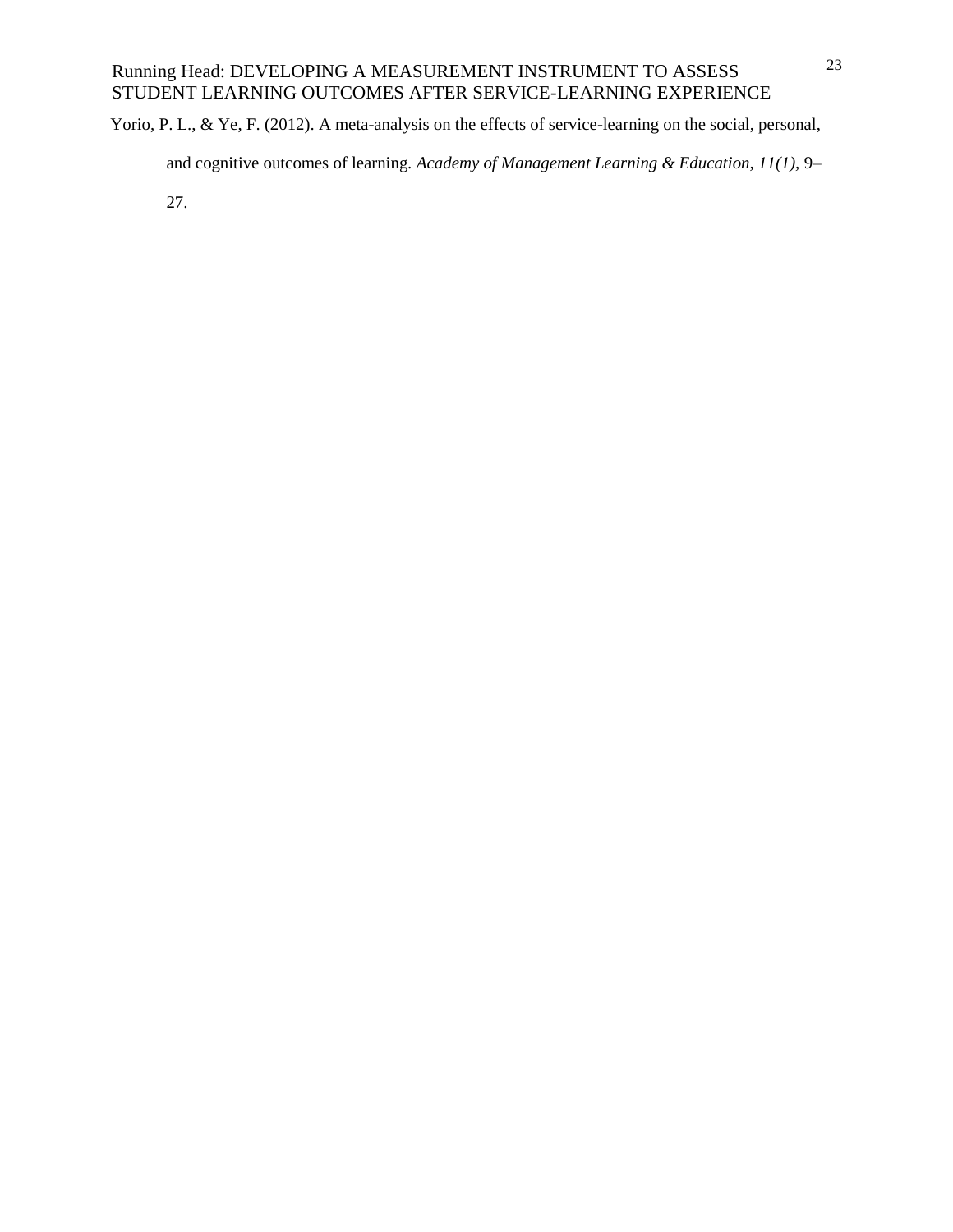Yorio, P. L., & Ye, F. (2012). A meta-analysis on the effects of service-learning on the social, personal, and cognitive outcomes of learning. *Academy of Management Learning & Education, 11(1)*, 9–27.